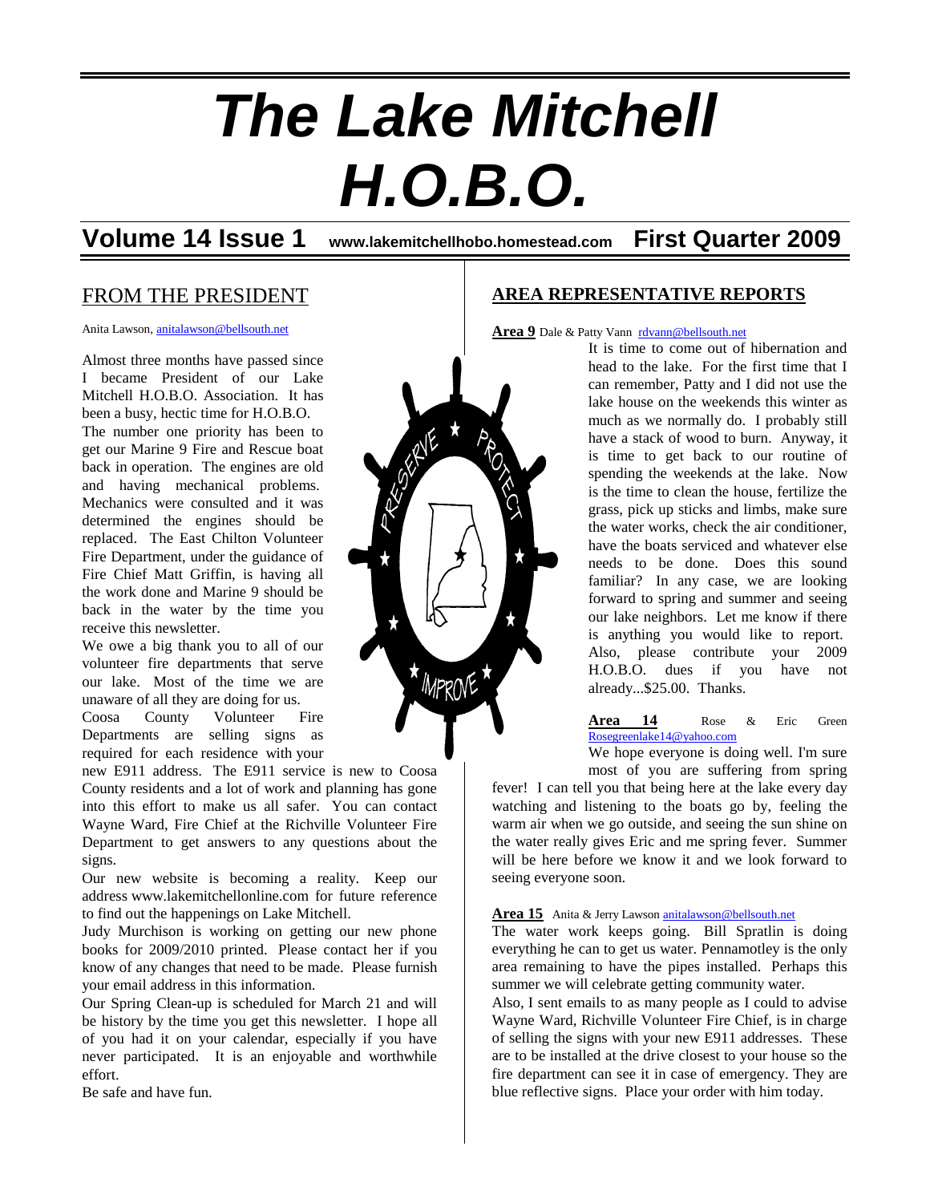# The Lake Mitchell H.O.B.O.

**Volume 14 Issue 1** **www.lakemitchellhobo.homestead.com** **First Quarter 2009**

## FROM THE PRESIDENT

Anita Lawson, anitalawson@bellsouth.net

Almost three months have passed since I became President of our Lake Mitchell H.O.B.O. Association. It has been a busy, hectic time for H.O.B.O.

The number one priority has been to get our Marine 9 Fire and Rescue boat back in operation. The engines are old and having mechanical problems. Mechanics were consulted and it was determined the engines should be replaced. The East Chilton Volunteer Fire Department, under the guidance of Fire Chief Matt Griffin, is having all the work done and Marine 9 should be back in the water by the time you receive this newsletter.

We owe a big thank you to all of our volunteer fire departments that serve our lake. Most of the time we are unaware of all they are doing for us.

Coosa County Volunteer Fire Departments are selling signs as required for each residence with your new E911 address. The E911 service is new to Coosa County residents and a lot of work and planning has gone into this effort to make us all safer. You can contact Wayne Ward, Fire Chief at the Richville Volunteer Fire Department to get answers to any questions about the signs.

Our new website is becoming a reality. Keep our address www.lakemitchellonline.com for future reference to find out the happenings on Lake Mitchell.

Judy Murchison is working on getting our new phone books for 2009/2010 printed. Please contact her if you know of any changes that need to be made. Please furnish your email address in this information.

Our Spring Clean-up is scheduled for March 21 and will be history by the time you get this newsletter. I hope all of you had it on your calendar, especially if you have never participated. It is an enjoyable and worthwhile effort.

Be safe and have fun.

## AREA REPRESENTATIVE REPORTS

**Area 9** Dale & Patty Vann rdvann@bellsouth.net

It is time to come out of hibernation and head to the lake. For the first time that I can remember, Patty and I did not use the lake house on the weekends this winter as much as we normally do. I probably still have a stack of wood to burn. Anyway, it is time to get back to our routine of spending the weekends at the lake. Now is the time to clean the house, fertilize the grass, pick up sticks and limbs, make sure the water works, check the air conditioner, have the boats serviced and whatever else needs to be done. Does this sound familiar? In any case, we are looking forward to spring and summer and seeing our lake neighbors. Let me know if there is anything you would like to report. Also, please contribute your 2009 H.O.B.O. dues if you have not already...$25.00. Thanks.

**Area 14** Rose & Eric Green Rosegreenlake14@yahoo.com

We hope everyone is doing well. I'm sure most of you are suffering from spring fever! I can tell you that being here at the lake every day watching and listening to the boats go by, feeling the warm air when we go outside, and seeing the sun shine on the water really gives Eric and me spring fever. Summer will be here before we know it and we look forward to seeing everyone soon.

**Area 15** Anita & Jerry Lawson anitalawson@bellsouth.net

The water work keeps going. Bill Spratlin is doing everything he can to get us water. Pennamotley is the only area remaining to have the pipes installed. Perhaps this summer we will celebrate getting community water.

Also, I sent emails to as many people as I could to advise Wayne Ward, Richville Volunteer Fire Chief, is in charge of selling the signs with your new E911 addresses. These are to be installed at the drive closest to your house so the fire department can see it in case of emergency. They are blue reflective signs. Place your order with him today.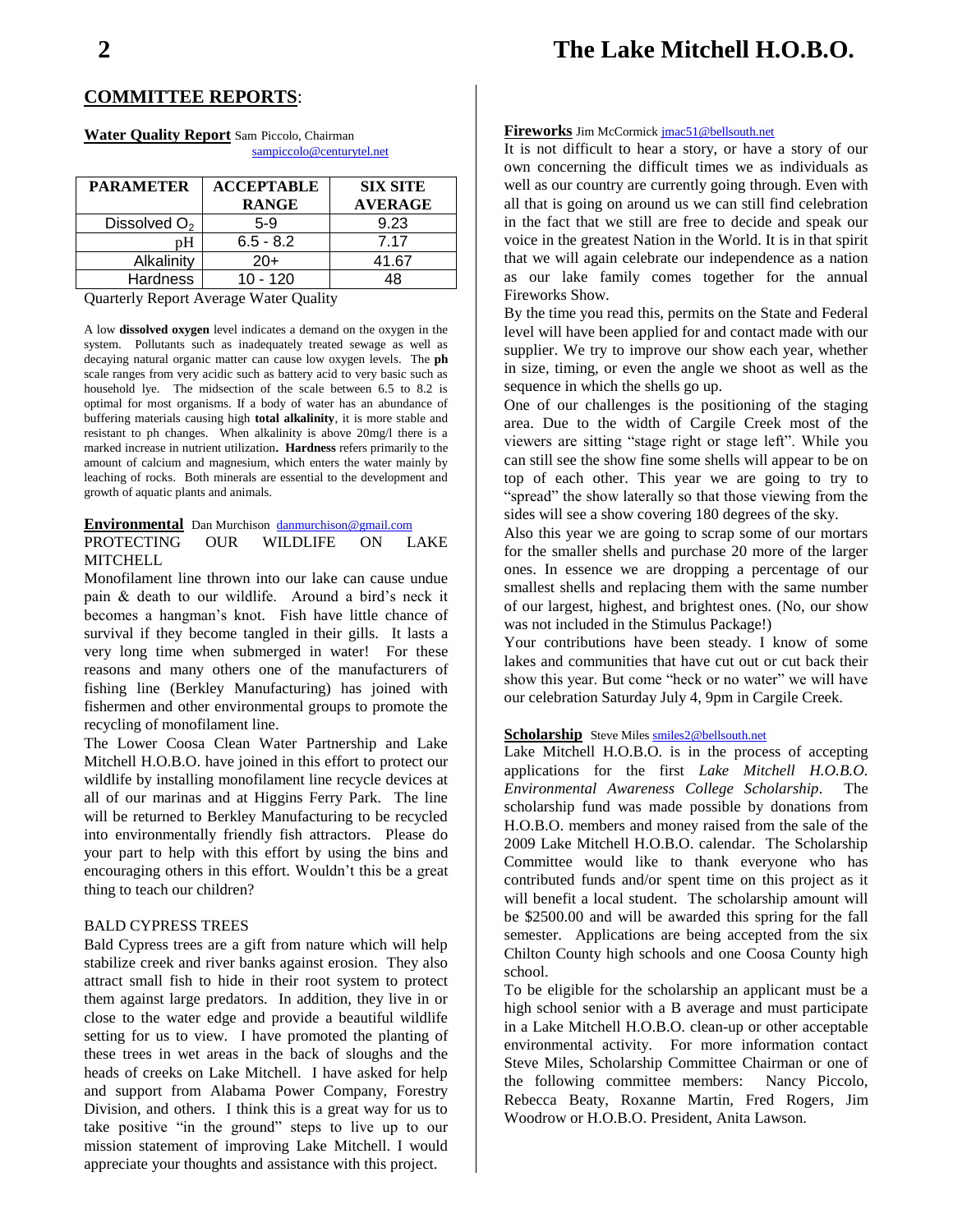## COMMITTEE REPORTS:

### Water Quality Report

Sam Piccolo, Chairman
sampiccolo@centurytel.net

| PARAMETER | ACCEPTABLE RANGE | SIX SITE AVERAGE |
|---|---|---|
| Dissolved $O_2$ | 5-9 | 9.23 |
| pH | 6.5 - 8.2 | 7.17 |
| Alkalinity | 20+ | 41.67 |
| Hardness | 10 - 120 | 48 |

Quarterly Report Average Water Quality

A low **dissolved oxygen** level indicates a demand on the oxygen in the system. Pollutants such as inadequately treated sewage as well as decaying natural organic matter can cause low oxygen levels. The **ph** scale ranges from very acidic such as battery acid to very basic such as household lye. The midsection of the scale between 6.5 to 8.2 is optimal for most organisms. If a body of water has an abundance of buffering materials causing high **total alkalinity**, it is more stable and resistant to ph changes. When alkalinity is above 20mg/l there is a marked increase in nutrient utilization**. Hardness** refers primarily to the amount of calcium and magnesium, which enters the water mainly by leaching of rocks. Both minerals are essential to the development and growth of aquatic plants and animals.

### Environmental

Dan Murchison danmurchison@gmail.com

PROTECTING OUR WILDLIFE ON LAKE MITCHELL

Monofilament line thrown into our lake can cause undue pain & death to our wildlife. Around a bird's neck it becomes a hangman's knot. Fish have little chance of survival if they become tangled in their gills. It lasts a very long time when submerged in water! For these reasons and many others one of the manufacturers of fishing line (Berkley Manufacturing) has joined with fishermen and other environmental groups to promote the recycling of monofilament line.

The Lower Coosa Clean Water Partnership and Lake Mitchell H.O.B.O. have joined in this effort to protect our wildlife by installing monofilament line recycle devices at all of our marinas and at Higgins Ferry Park. The line will be returned to Berkley Manufacturing to be recycled into environmentally friendly fish attractors. Please do your part to help with this effort by using the bins and encouraging others in this effort. Wouldn't this be a great thing to teach our children?

BALD CYPRESS TREES

Bald Cypress trees are a gift from nature which will help stabilize creek and river banks against erosion. They also attract small fish to hide in their root system to protect them against large predators. In addition, they live in or close to the water edge and provide a beautiful wildlife setting for us to view. I have promoted the planting of these trees in wet areas in the back of sloughs and the heads of creeks on Lake Mitchell. I have asked for help and support from Alabama Power Company, Forestry Division, and others. I think this is a great way for us to take positive "in the ground" steps to live up to our mission statement of improving Lake Mitchell. I would appreciate your thoughts and assistance with this project.

### Fireworks

Jim McCormick jmac51@bellsouth.net

It is not difficult to hear a story, or have a story of our own concerning the difficult times we as individuals as well as our country are currently going through. Even with all that is going on around us we can still find celebration in the fact that we still are free to decide and speak our voice in the greatest Nation in the World. It is in that spirit that we will again celebrate our independence as a nation as our lake family comes together for the annual Fireworks Show.

By the time you read this, permits on the State and Federal level will have been applied for and contact made with our supplier. We try to improve our show each year, whether in size, timing, or even the angle we shoot as well as the sequence in which the shells go up.

One of our challenges is the positioning of the staging area. Due to the width of Cargile Creek most of the viewers are sitting "stage right or stage left". While you can still see the show fine some shells will appear to be on top of each other. This year we are going to try to "spread" the show laterally so that those viewing from the sides will see a show covering 180 degrees of the sky.

Also this year we are going to scrap some of our mortars for the smaller shells and purchase 20 more of the larger ones. In essence we are dropping a percentage of our smallest shells and replacing them with the same number of our largest, highest, and brightest ones. (No, our show was not included in the Stimulus Package!)

Your contributions have been steady. I know of some lakes and communities that have cut out or cut back their show this year. But come "heck or no water" we will have our celebration Saturday July 4, 9pm in Cargile Creek.

### Scholarship

Steve Miles smiles2@bellsouth.net

Lake Mitchell H.O.B.O. is in the process of accepting applications for the first *Lake Mitchell H.O.B.O. Environmental Awareness College Scholarship*. The scholarship fund was made possible by donations from H.O.B.O. members and money raised from the sale of the 2009 Lake Mitchell H.O.B.O. calendar. The Scholarship Committee would like to thank everyone who has contributed funds and/or spent time on this project as it will benefit a local student. The scholarship amount will be $2500.00 and will be awarded this spring for the fall semester. Applications are being accepted from the six Chilton County high schools and one Coosa County high school.

To be eligible for the scholarship an applicant must be a high school senior with a B average and must participate in a Lake Mitchell H.O.B.O. clean-up or other acceptable environmental activity. For more information contact Steve Miles, Scholarship Committee Chairman or one of the following committee members: Nancy Piccolo, Rebecca Beaty, Roxanne Martin, Fred Rogers, Jim Woodrow or H.O.B.O. President, Anita Lawson.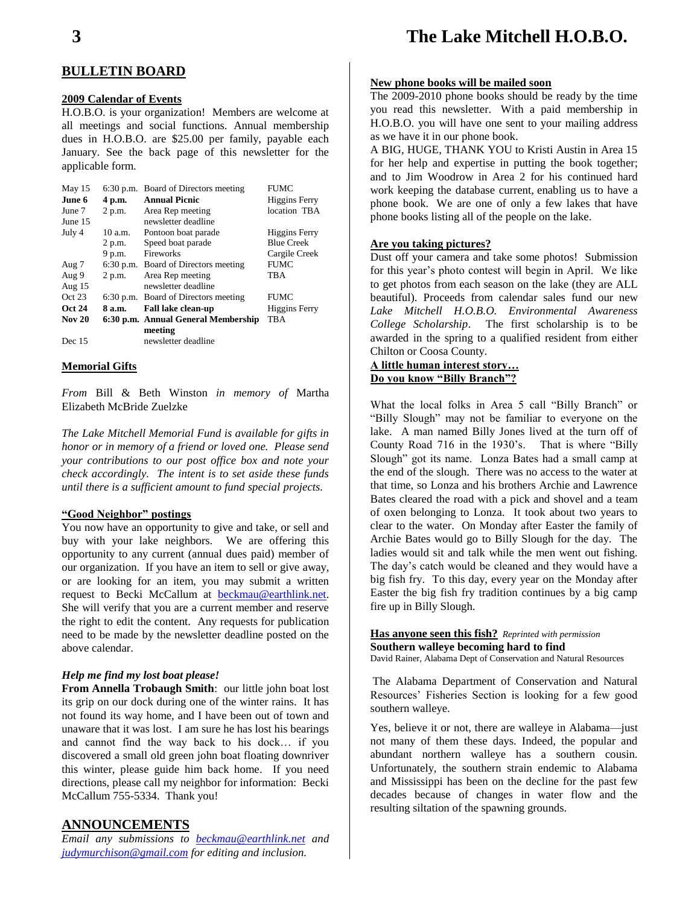## BULLETIN BOARD

**2009 Calendar of Events**

H.O.B.O. is your organization! Members are welcome at all meetings and social functions. Annual membership dues in H.O.B.O. are $25.00 per family, payable each January. See the back page of this newsletter for the applicable form.

| Date | Time | Event | Location |
|---|---|---|---|
| May 15 | 6:30 p.m. | Board of Directors meeting | FUMC |
| **June 6** | **4 p.m.** | **Annual Picnic** | Higgins Ferry |
| June 7 | 2 p.m. | Area Rep meeting | location TBA |
| June 15 | | newsletter deadline | |
| July 4 | 10 a.m. | Pontoon boat parade | Higgins Ferry |
| | 2 p.m. | Speed boat parade | Blue Creek |
| | 9 p.m. | Fireworks | Cargile Creek |
| Aug 7 | 6:30 p.m. | Board of Directors meeting | FUMC |
| Aug 9 | 2 p.m. | Area Rep meeting | TBA |
| Aug 15 | | newsletter deadline | |
| Oct 23 | 6:30 p.m. | Board of Directors meeting | FUMC |
| **Oct 24** | **8 a.m.** | **Fall lake clean-up** | Higgins Ferry |
| **Nov 20** | **6:30 p.m.** | **Annual General Membership meeting** | TBA |
| Dec 15 | | newsletter deadline | |

**Memorial Gifts**

*From* Bill & Beth Winston *in memory of* Martha Elizabeth McBride Zuelzke

*The Lake Mitchell Memorial Fund is available for gifts in honor or in memory of a friend or loved one. Please send your contributions to our post office box and note your check accordingly. The intent is to set aside these funds until there is a sufficient amount to fund special projects.*

**"Good Neighbor" postings**

You now have an opportunity to give and take, or sell and buy with your lake neighbors. We are offering this opportunity to any current (annual dues paid) member of our organization. If you have an item to sell or give away, or are looking for an item, you may submit a written request to Becki McCallum at beckmau@earthlink.net. She will verify that you are a current member and reserve the right to edit the content. Any requests for publication need to be made by the newsletter deadline posted on the above calendar.

***Help me find my lost boat please!***

**From Annella Trobaugh Smith**: our little john boat lost its grip on our dock during one of the winter rains. It has not found its way home, and I have been out of town and unaware that it was lost. I am sure he has lost his bearings and cannot find the way back to his dock… if you discovered a small old green john boat floating downriver this winter, please guide him back home. If you need directions, please call my neighbor for information: Becki McCallum 755-5334. Thank you!

## ANNOUNCEMENTS

*Email any submissions to beckmau@earthlink.net and judymurchison@gmail.com for editing and inclusion.*

**New phone books will be mailed soon**

The 2009-2010 phone books should be ready by the time you read this newsletter. With a paid membership in H.O.B.O. you will have one sent to your mailing address as we have it in our phone book.

A BIG, HUGE, THANK YOU to Kristi Austin in Area 15 for her help and expertise in putting the book together; and to Jim Woodrow in Area 2 for his continued hard work keeping the database current, enabling us to have a phone book. We are one of only a few lakes that have phone books listing all of the people on the lake.

**Are you taking pictures?**

Dust off your camera and take some photos! Submission for this year's photo contest will begin in April. We like to get photos from each season on the lake (they are ALL beautiful). Proceeds from calendar sales fund our new *Lake Mitchell H.O.B.O. Environmental Awareness College Scholarship*. The first scholarship is to be awarded in the spring to a qualified resident from either Chilton or Coosa County.

**A little human interest story…**
**Do you know "Billy Branch"?**

What the local folks in Area 5 call "Billy Branch" or "Billy Slough" may not be familiar to everyone on the lake. A man named Billy Jones lived at the turn off of County Road 716 in the 1930's. That is where "Billy Slough" got its name. Lonza Bates had a small camp at the end of the slough. There was no access to the water at that time, so Lonza and his brothers Archie and Lawrence Bates cleared the road with a pick and shovel and a team of oxen belonging to Lonza. It took about two years to clear to the water. On Monday after Easter the family of Archie Bates would go to Billy Slough for the day. The ladies would sit and talk while the men went out fishing. The day's catch would be cleaned and they would have a big fish fry. To this day, every year on the Monday after Easter the big fish fry tradition continues by a big camp fire up in Billy Slough.

**Has anyone seen this fish?** *Reprinted with permission*

**Southern walleye becoming hard to find**

David Rainer, Alabama Dept of Conservation and Natural Resources

The Alabama Department of Conservation and Natural Resources' Fisheries Section is looking for a few good southern walleye.

Yes, believe it or not, there are walleye in Alabama—just not many of them these days. Indeed, the popular and abundant northern walleye has a southern cousin. Unfortunately, the southern strain endemic to Alabama and Mississippi has been on the decline for the past few decades because of changes in water flow and the resulting siltation of the spawning grounds.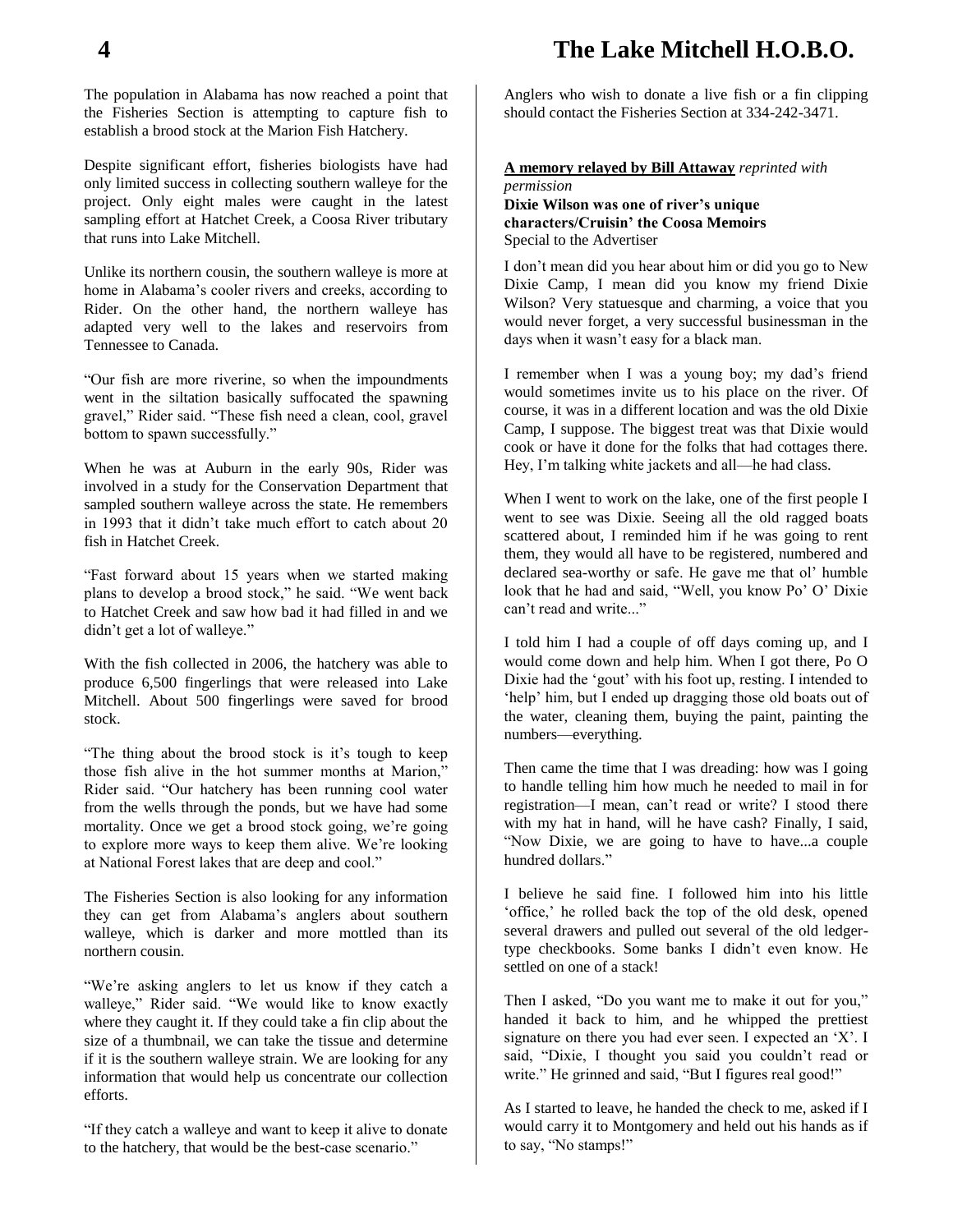The population in Alabama has now reached a point that the Fisheries Section is attempting to capture fish to establish a brood stock at the Marion Fish Hatchery.

Despite significant effort, fisheries biologists have had only limited success in collecting southern walleye for the project. Only eight males were caught in the latest sampling effort at Hatchet Creek, a Coosa River tributary that runs into Lake Mitchell.

Unlike its northern cousin, the southern walleye is more at home in Alabama's cooler rivers and creeks, according to Rider. On the other hand, the northern walleye has adapted very well to the lakes and reservoirs from Tennessee to Canada.

"Our fish are more riverine, so when the impoundments went in the siltation basically suffocated the spawning gravel," Rider said. "These fish need a clean, cool, gravel bottom to spawn successfully."

When he was at Auburn in the early 90s, Rider was involved in a study for the Conservation Department that sampled southern walleye across the state. He remembers in 1993 that it didn't take much effort to catch about 20 fish in Hatchet Creek.

"Fast forward about 15 years when we started making plans to develop a brood stock," he said. "We went back to Hatchet Creek and saw how bad it had filled in and we didn't get a lot of walleye."

With the fish collected in 2006, the hatchery was able to produce 6,500 fingerlings that were released into Lake Mitchell. About 500 fingerlings were saved for brood stock.

"The thing about the brood stock is it's tough to keep those fish alive in the hot summer months at Marion," Rider said. "Our hatchery has been running cool water from the wells through the ponds, but we have had some mortality. Once we get a brood stock going, we're going to explore more ways to keep them alive. We're looking at National Forest lakes that are deep and cool."

The Fisheries Section is also looking for any information they can get from Alabama's anglers about southern walleye, which is darker and more mottled than its northern cousin.

"We're asking anglers to let us know if they catch a walleye," Rider said. "We would like to know exactly where they caught it. If they could take a fin clip about the size of a thumbnail, we can take the tissue and determine if it is the southern walleye strain. We are looking for any information that would help us concentrate our collection efforts.

"If they catch a walleye and want to keep it alive to donate to the hatchery, that would be the best-case scenario."

Anglers who wish to donate a live fish or a fin clipping should contact the Fisheries Section at 334-242-3471.

**A memory relayed by Bill Attaway** *reprinted with permission*

**Dixie Wilson was one of river's unique characters/Cruisin' the Coosa Memoirs**

Special to the Advertiser

I don't mean did you hear about him or did you go to New Dixie Camp, I mean did you know my friend Dixie Wilson? Very statuesque and charming, a voice that you would never forget, a very successful businessman in the days when it wasn't easy for a black man.

I remember when I was a young boy; my dad's friend would sometimes invite us to his place on the river. Of course, it was in a different location and was the old Dixie Camp, I suppose. The biggest treat was that Dixie would cook or have it done for the folks that had cottages there. Hey, I'm talking white jackets and all—he had class.

When I went to work on the lake, one of the first people I went to see was Dixie. Seeing all the old ragged boats scattered about, I reminded him if he was going to rent them, they would all have to be registered, numbered and declared sea-worthy or safe. He gave me that ol' humble look that he had and said, "Well, you know Po' O' Dixie can't read and write..."

I told him I had a couple of off days coming up, and I would come down and help him. When I got there, Po O Dixie had the 'gout' with his foot up, resting. I intended to 'help' him, but I ended up dragging those old boats out of the water, cleaning them, buying the paint, painting the numbers—everything.

Then came the time that I was dreading: how was I going to handle telling him how much he needed to mail in for registration—I mean, can't read or write? I stood there with my hat in hand, will he have cash? Finally, I said, "Now Dixie, we are going to have to have...a couple hundred dollars."

I believe he said fine. I followed him into his little 'office,' he rolled back the top of the old desk, opened several drawers and pulled out several of the old ledger-type checkbooks. Some banks I didn't even know. He settled on one of a stack!

Then I asked, "Do you want me to make it out for you," handed it back to him, and he whipped the prettiest signature on there you had ever seen. I expected an 'X'. I said, "Dixie, I thought you said you couldn't read or write." He grinned and said, "But I figures real good!"

As I started to leave, he handed the check to me, asked if I would carry it to Montgomery and held out his hands as if to say, "No stamps!"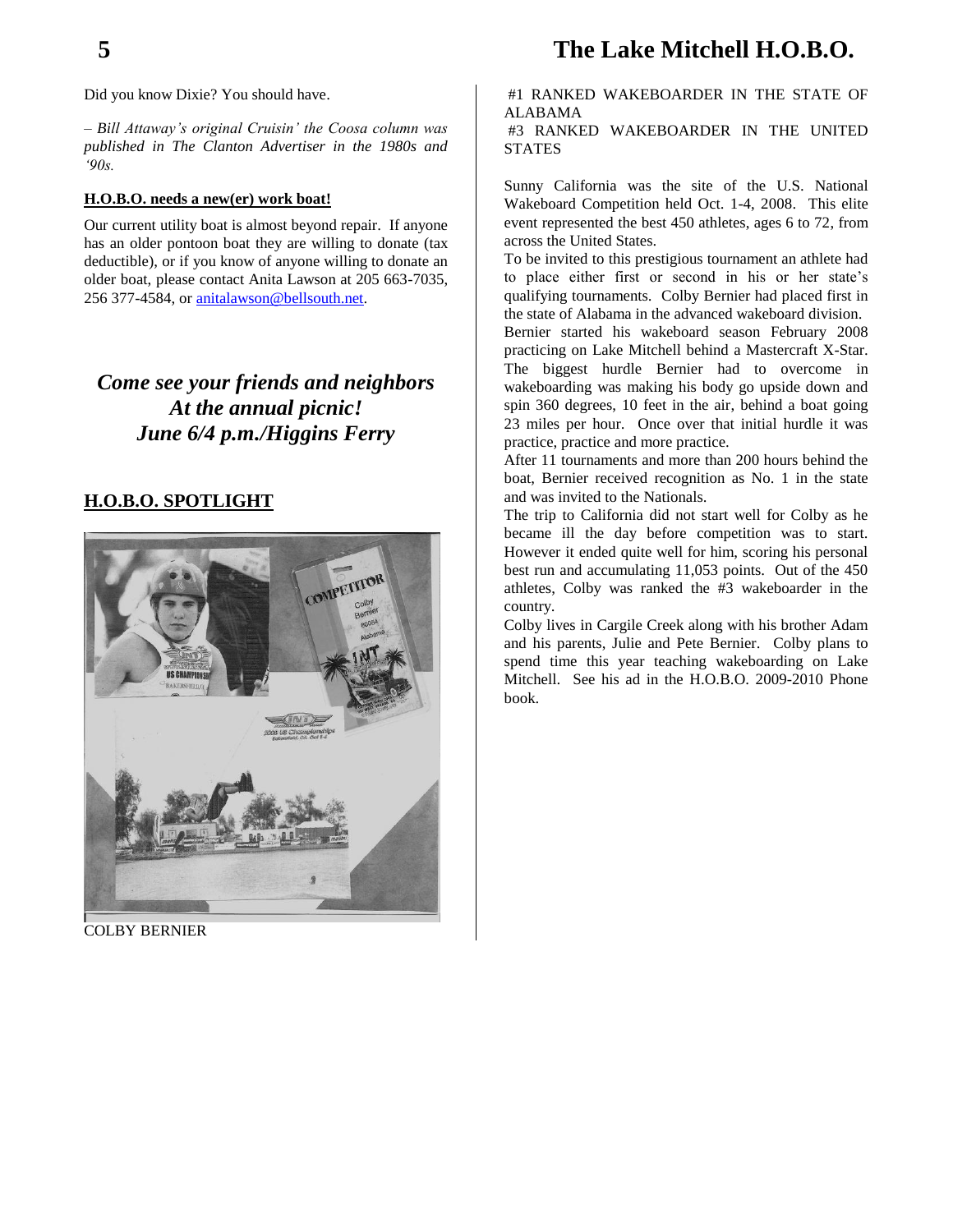Did you know Dixie? You should have.

*– Bill Attaway's original Cruisin' the Coosa column was published in The Clanton Advertiser in the 1980s and '90s.*

**H.O.B.O. needs a new(er) work boat!**

Our current utility boat is almost beyond repair. If anyone has an older pontoon boat they are willing to donate (tax deductible), or if you know of anyone willing to donate an older boat, please contact Anita Lawson at 205 663-7035, 256 377-4584, or anitalawson@bellsouth.net.

***Come see your friends and neighbors At the annual picnic! June 6/4 p.m./Higgins Ferry***

## H.O.B.O. SPOTLIGHT

COLBY BERNIER

#1 RANKED WAKEBOARDER IN THE STATE OF ALABAMA
#3 RANKED WAKEBOARDER IN THE UNITED STATES

Sunny California was the site of the U.S. National Wakeboard Competition held Oct. 1-4, 2008. This elite event represented the best 450 athletes, ages 6 to 72, from across the United States.

To be invited to this prestigious tournament an athlete had to place either first or second in his or her state's qualifying tournaments. Colby Bernier had placed first in the state of Alabama in the advanced wakeboard division.

Bernier started his wakeboard season February 2008 practicing on Lake Mitchell behind a Mastercraft X-Star. The biggest hurdle Bernier had to overcome in wakeboarding was making his body go upside down and spin 360 degrees, 10 feet in the air, behind a boat going 23 miles per hour. Once over that initial hurdle it was practice, practice and more practice.

After 11 tournaments and more than 200 hours behind the boat, Bernier received recognition as No. 1 in the state and was invited to the Nationals.

The trip to California did not start well for Colby as he became ill the day before competition was to start. However it ended quite well for him, scoring his personal best run and accumulating 11,053 points. Out of the 450 athletes, Colby was ranked the #3 wakeboarder in the country.

Colby lives in Cargile Creek along with his brother Adam and his parents, Julie and Pete Bernier. Colby plans to spend time this year teaching wakeboarding on Lake Mitchell. See his ad in the H.O.B.O. 2009-2010 Phone book.